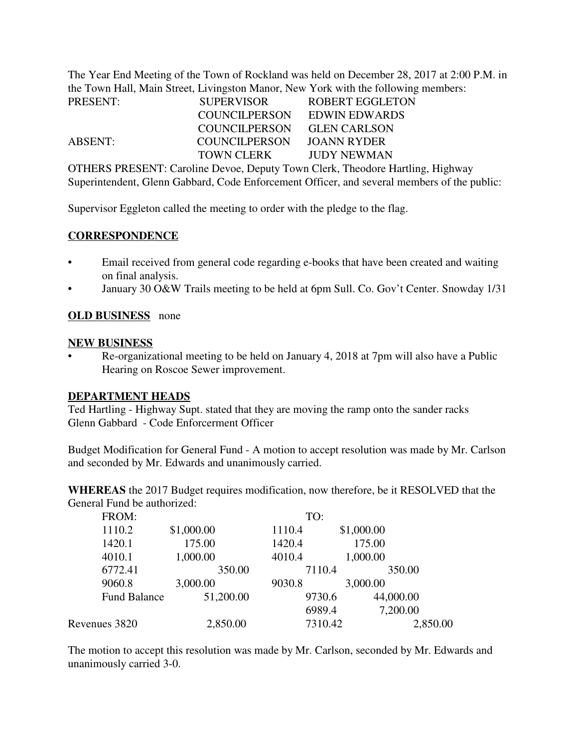The Year End Meeting of the Town of Rockland was held on December 28, 2017 at 2:00 P.M. in the Town Hall, Main Street, Livingston Manor, New York with the following members:

| | | |
|---|---|---|
| PRESENT: | SUPERVISOR | ROBERT EGGLETON |
| | COUNCILPERSON | EDWIN EDWARDS |
| | COUNCILPERSON | GLEN CARLSON |
| ABSENT: | COUNCILPERSON | JOANN RYDER |
| | TOWN CLERK | JUDY NEWMAN |

OTHERS PRESENT: Caroline Devoe, Deputy Town Clerk, Theodore Hartling, Highway Superintendent, Glenn Gabbard, Code Enforcement Officer, and several members of the public:

Supervisor Eggleton called the meeting to order with the pledge to the flag.

## CORRESPONDENCE

- Email received from general code regarding e-books that have been created and waiting on final analysis.
- January 30 O&W Trails meeting to be held at 6pm Sull. Co. Gov't Center. Snowday 1/31

**OLD BUSINESS** none

## NEW BUSINESS

- Re-organizational meeting to be held on January 4, 2018 at 7pm will also have a Public Hearing on Roscoe Sewer improvement.

## DEPARTMENT HEADS

Ted Hartling - Highway Supt. stated that they are moving the ramp onto the sander racks
Glenn Gabbard - Code Enforcerment Officer

Budget Modification for General Fund - A motion to accept resolution was made by Mr. Carlson and seconded by Mr. Edwards and unanimously carried.

**WHEREAS** the 2017 Budget requires modification, now therefore, be it RESOLVED that the General Fund be authorized:

| FROM: | | TO: | |
|---|---|---|---|
| 1110.2 | $1,000.00 | 1110.4 | $1,000.00 |
| 1420.1 | 175.00 | 1420.4 | 175.00 |
| 4010.1 | 1,000.00 | 4010.4 | 1,000.00 |
| 6772.41 | 350.00 | 7110.4 | 350.00 |
| 9060.8 | 3,000.00 | 9030.8 | 3,000.00 |
| Fund Balance | 51,200.00 | 9730.6 | 44,000.00 |
| | | 6989.4 | 7,200.00 |
| Revenues 3820 | 2,850.00 | 7310.42 | 2,850.00 |

The motion to accept this resolution was made by Mr. Carlson, seconded by Mr. Edwards and unanimously carried 3-0.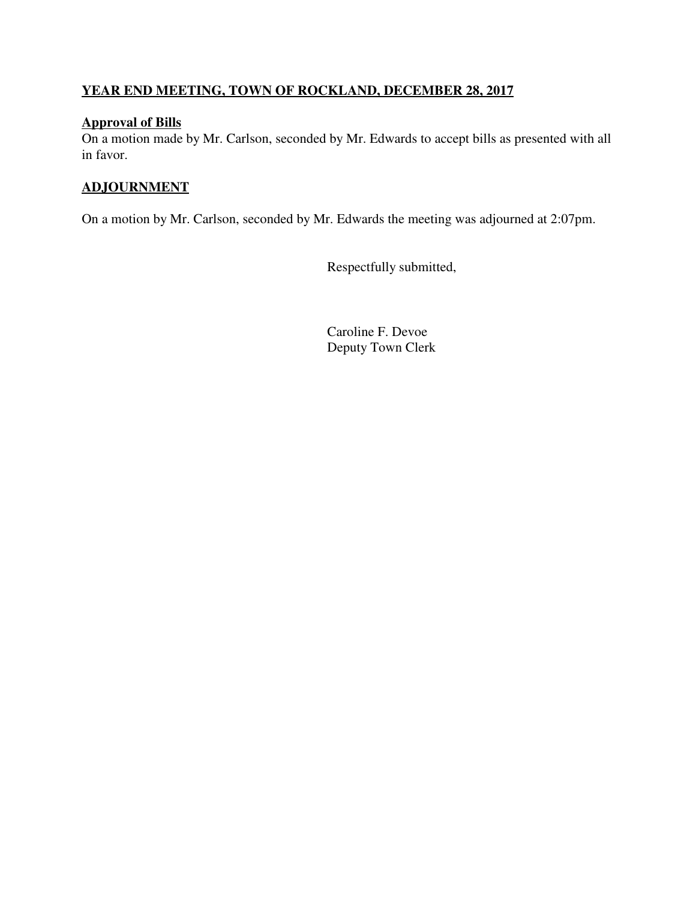**<u>YEAR END MEETING, TOWN OF ROCKLAND, DECEMBER 28, 2017</u>**

**<u>Approval of Bills</u>**

On a motion made by Mr. Carlson, seconded by Mr. Edwards to accept bills as presented with all in favor.

**<u>ADJOURNMENT</u>**

On a motion by Mr. Carlson, seconded by Mr. Edwards the meeting was adjourned at 2:07pm.

Respectfully submitted,

Caroline F. Devoe
Deputy Town Clerk